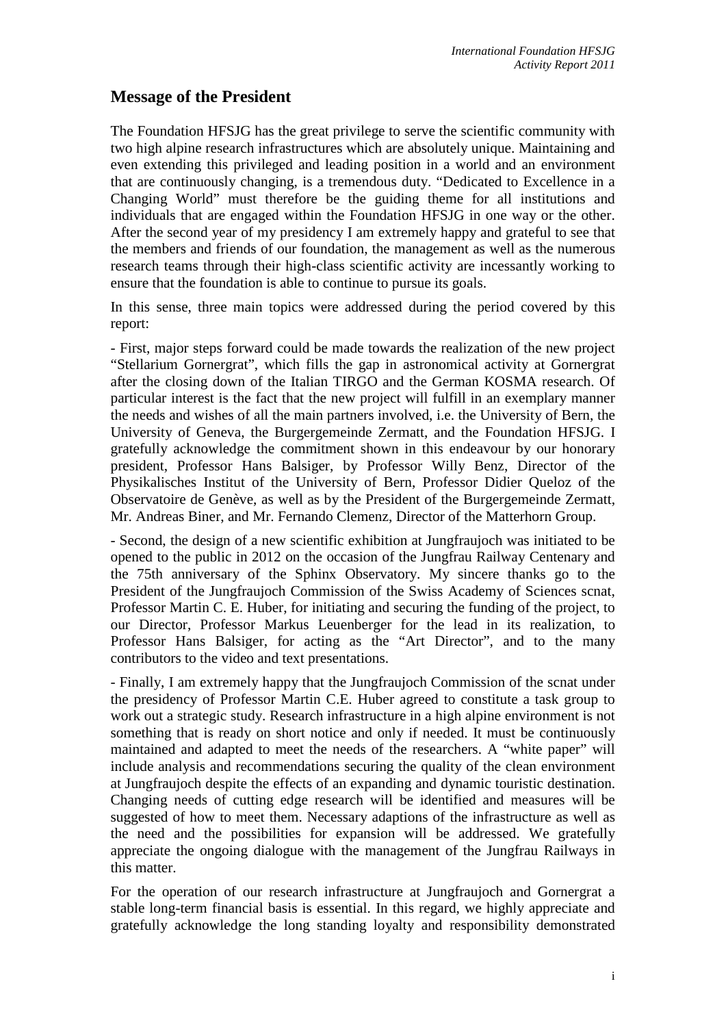## Message of the President

The Foundation HFSJG has the great privilege to serve the scientific community with two high alpine research infrastructures which are absolutely unique. Maintaining and even extending this privileged and leading position in a world and an environment that are continuously changing, is a tremendous duty. "Dedicated to Excellence in a Changing World" must therefore be the guiding theme for all institutions and individuals that are engaged within the Foundation HFSJG in one way or the other. After the second year of my presidency I am extremely happy and grateful to see that the members and friends of our foundation, the management as well as the numerous research teams through their high-class scientific activity are incessantly working to ensure that the foundation is able to continue to pursue its goals.

In this sense, three main topics were addressed during the period covered by this report:

- First, major steps forward could be made towards the realization of the new project "Stellarium Gornergrat", which fills the gap in astronomical activity at Gornergrat after the closing down of the Italian TIRGO and the German KOSMA research. Of particular interest is the fact that the new project will fulfill in an exemplary manner the needs and wishes of all the main partners involved, i.e. the University of Bern, the University of Geneva, the Burgergemeinde Zermatt, and the Foundation HFSJG. I gratefully acknowledge the commitment shown in this endeavour by our honorary president, Professor Hans Balsiger, by Professor Willy Benz, Director of the Physikalisches Institut of the University of Bern, Professor Didier Queloz of the Observatoire de Genève, as well as by the President of the Burgergemeinde Zermatt, Mr. Andreas Biner, and Mr. Fernando Clemenz, Director of the Matterhorn Group.

- Second, the design of a new scientific exhibition at Jungfraujoch was initiated to be opened to the public in 2012 on the occasion of the Jungfrau Railway Centenary and the 75th anniversary of the Sphinx Observatory. My sincere thanks go to the President of the Jungfraujoch Commission of the Swiss Academy of Sciences scnat, Professor Martin C. E. Huber, for initiating and securing the funding of the project, to our Director, Professor Markus Leuenberger for the lead in its realization, to Professor Hans Balsiger, for acting as the "Art Director", and to the many contributors to the video and text presentations.

- Finally, I am extremely happy that the Jungfraujoch Commission of the scnat under the presidency of Professor Martin C.E. Huber agreed to constitute a task group to work out a strategic study. Research infrastructure in a high alpine environment is not something that is ready on short notice and only if needed. It must be continuously maintained and adapted to meet the needs of the researchers. A "white paper" will include analysis and recommendations securing the quality of the clean environment at Jungfraujoch despite the effects of an expanding and dynamic touristic destination. Changing needs of cutting edge research will be identified and measures will be suggested of how to meet them. Necessary adaptions of the infrastructure as well as the need and the possibilities for expansion will be addressed. We gratefully appreciate the ongoing dialogue with the management of the Jungfrau Railways in this matter.

For the operation of our research infrastructure at Jungfraujoch and Gornergrat a stable long-term financial basis is essential. In this regard, we highly appreciate and gratefully acknowledge the long standing loyalty and responsibility demonstrated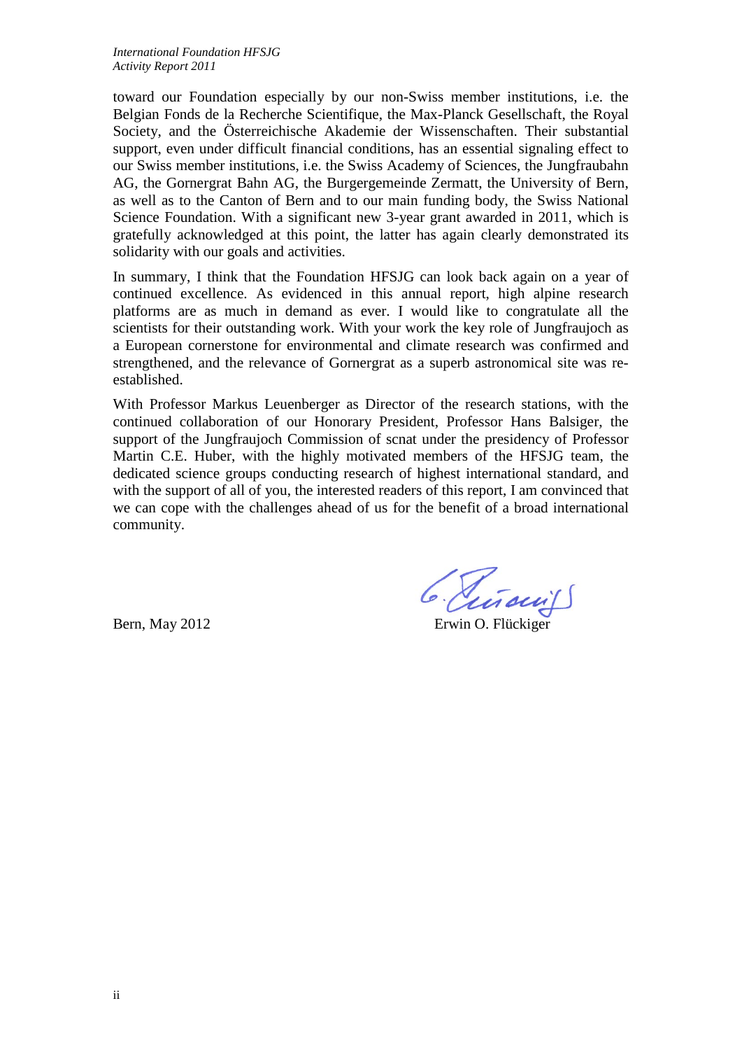toward our Foundation especially by our non-Swiss member institutions, i.e. the Belgian Fonds de la Recherche Scientifique, the Max-Planck Gesellschaft, the Royal Society, and the Österreichische Akademie der Wissenschaften. Their substantial support, even under difficult financial conditions, has an essential signaling effect to our Swiss member institutions, i.e. the Swiss Academy of Sciences, the Jungfraubahn AG, the Gornergrat Bahn AG, the Burgergemeinde Zermatt, the University of Bern, as well as to the Canton of Bern and to our main funding body, the Swiss National Science Foundation. With a significant new 3-year grant awarded in 2011, which is gratefully acknowledged at this point, the latter has again clearly demonstrated its solidarity with our goals and activities.

In summary, I think that the Foundation HFSJG can look back again on a year of continued excellence. As evidenced in this annual report, high alpine research platforms are as much in demand as ever. I would like to congratulate all the scientists for their outstanding work. With your work the key role of Jungfraujoch as a European cornerstone for environmental and climate research was confirmed and strengthened, and the relevance of Gornergrat as a superb astronomical site was re-established.

With Professor Markus Leuenberger as Director of the research stations, with the continued collaboration of our Honorary President, Professor Hans Balsiger, the support of the Jungfraujoch Commission of scnat under the presidency of Professor Martin C.E. Huber, with the highly motivated members of the HFSJG team, the dedicated science groups conducting research of highest international standard, and with the support of all of you, the interested readers of this report, I am convinced that we can cope with the challenges ahead of us for the benefit of a broad international community.

Bern, May 2012 Erwin O. Flückiger